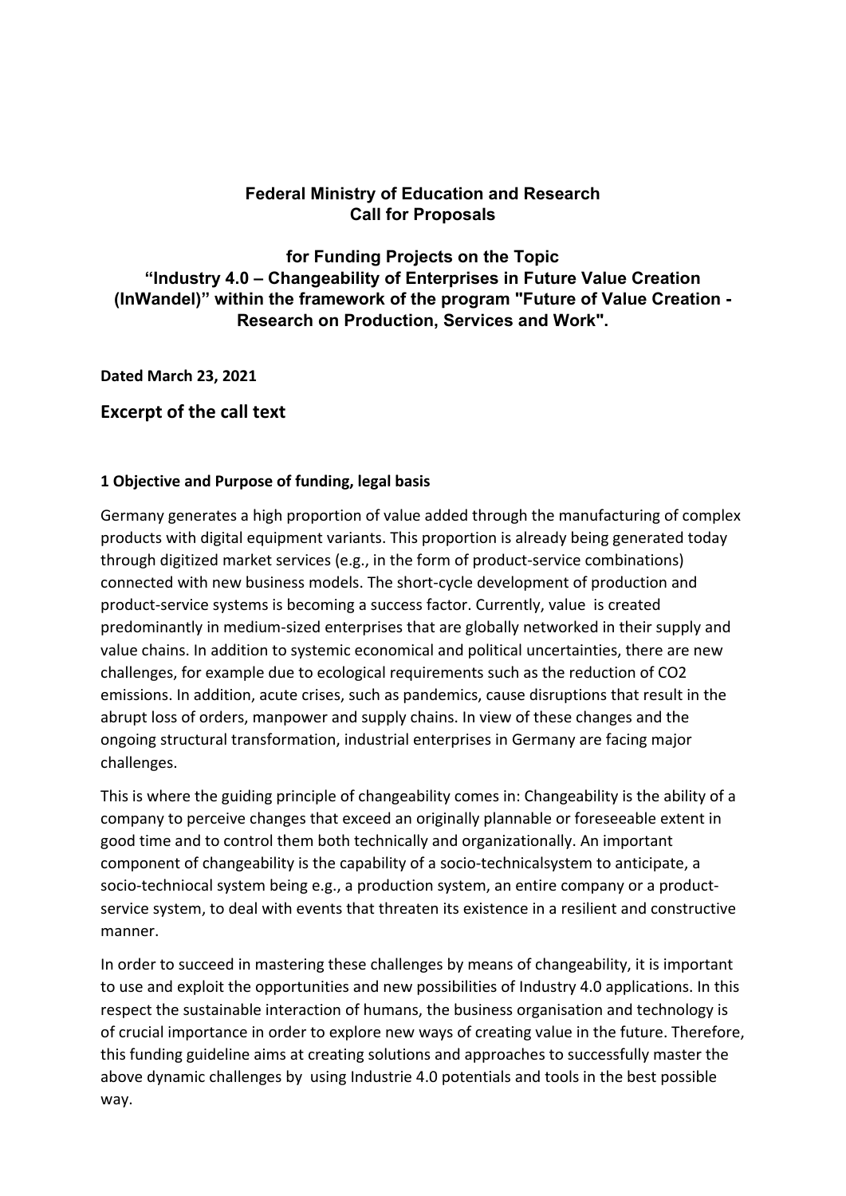**Federal Ministry of Education and Research**
**Call for Proposals**

**for Funding Projects on the Topic**
**“Industry 4.0 – Changeability of Enterprises in Future Value Creation (InWandel)” within the framework of the program "Future of Value Creation - Research on Production, Services and Work".**

**Dated March 23, 2021**

## Excerpt of the call text

### 1 Objective and Purpose of funding, legal basis

Germany generates a high proportion of value added through the manufacturing of complex products with digital equipment variants. This proportion is already being generated today through digitized market services (e.g., in the form of product-service combinations) connected with new business models. The short-cycle development of production and product-service systems is becoming a success factor. Currently, value is created predominantly in medium-sized enterprises that are globally networked in their supply and value chains. In addition to systemic economical and political uncertainties, there are new challenges, for example due to ecological requirements such as the reduction of CO2 emissions. In addition, acute crises, such as pandemics, cause disruptions that result in the abrupt loss of orders, manpower and supply chains. In view of these changes and the ongoing structural transformation, industrial enterprises in Germany are facing major challenges.

This is where the guiding principle of changeability comes in: Changeability is the ability of a company to perceive changes that exceed an originally plannable or foreseeable extent in good time and to control them both technically and organizationally. An important component of changeability is the capability of a socio-technicalsystem to anticipate, a socio-techniocal system being e.g., a production system, an entire company or a product-service system, to deal with events that threaten its existence in a resilient and constructive manner.

In order to succeed in mastering these challenges by means of changeability, it is important to use and exploit the opportunities and new possibilities of Industry 4.0 applications. In this respect the sustainable interaction of humans, the business organisation and technology is of crucial importance in order to explore new ways of creating value in the future. Therefore, this funding guideline aims at creating solutions and approaches to successfully master the above dynamic challenges by using Industrie 4.0 potentials and tools in the best possible way.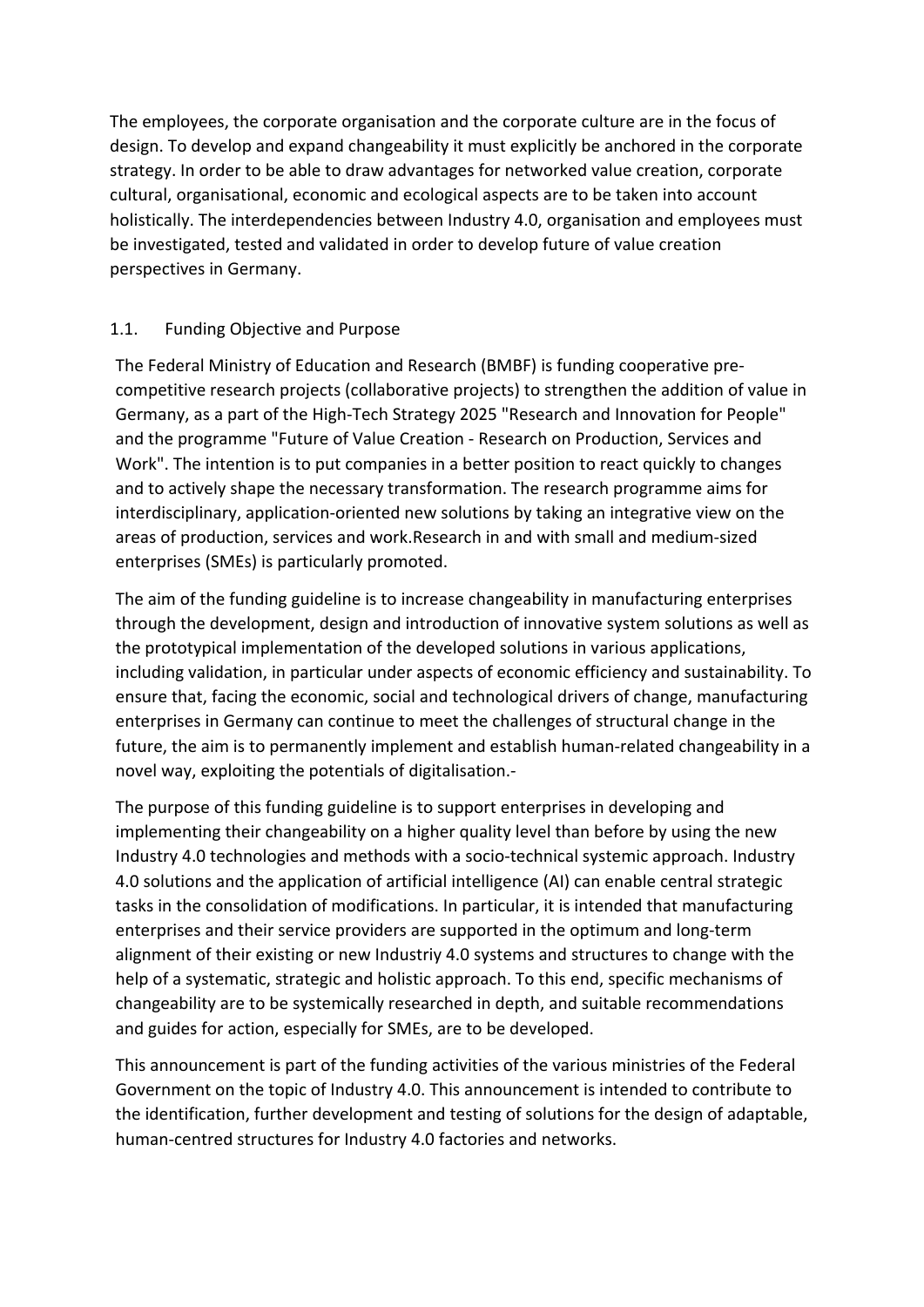The employees, the corporate organisation and the corporate culture are in the focus of design. To develop and expand changeability it must explicitly be anchored in the corporate strategy. In order to be able to draw advantages for networked value creation, corporate cultural, organisational, economic and ecological aspects are to be taken into account holistically. The interdependencies between Industry 4.0, organisation and employees must be investigated, tested and validated in order to develop future of value creation perspectives in Germany.

## 1.1. Funding Objective and Purpose

The Federal Ministry of Education and Research (BMBF) is funding cooperative pre-competitive research projects (collaborative projects) to strengthen the addition of value in Germany, as a part of the High-Tech Strategy 2025 "Research and Innovation for People" and the programme "Future of Value Creation - Research on Production, Services and Work". The intention is to put companies in a better position to react quickly to changes and to actively shape the necessary transformation. The research programme aims for interdisciplinary, application-oriented new solutions by taking an integrative view on the areas of production, services and work.Research in and with small and medium-sized enterprises (SMEs) is particularly promoted.

The aim of the funding guideline is to increase changeability in manufacturing enterprises through the development, design and introduction of innovative system solutions as well as the prototypical implementation of the developed solutions in various applications, including validation, in particular under aspects of economic efficiency and sustainability. To ensure that, facing the economic, social and technological drivers of change, manufacturing enterprises in Germany can continue to meet the challenges of structural change in the future, the aim is to permanently implement and establish human-related changeability in a novel way, exploiting the potentials of digitalisation.-

The purpose of this funding guideline is to support enterprises in developing and implementing their changeability on a higher quality level than before by using the new Industry 4.0 technologies and methods with a socio-technical systemic approach. Industry 4.0 solutions and the application of artificial intelligence (AI) can enable central strategic tasks in the consolidation of modifications. In particular, it is intended that manufacturing enterprises and their service providers are supported in the optimum and long-term alignment of their existing or new Industriy 4.0 systems and structures to change with the help of a systematic, strategic and holistic approach. To this end, specific mechanisms of changeability are to be systemically researched in depth, and suitable recommendations and guides for action, especially for SMEs, are to be developed.

This announcement is part of the funding activities of the various ministries of the Federal Government on the topic of Industry 4.0. This announcement is intended to contribute to the identification, further development and testing of solutions for the design of adaptable, human-centred structures for Industry 4.0 factories and networks.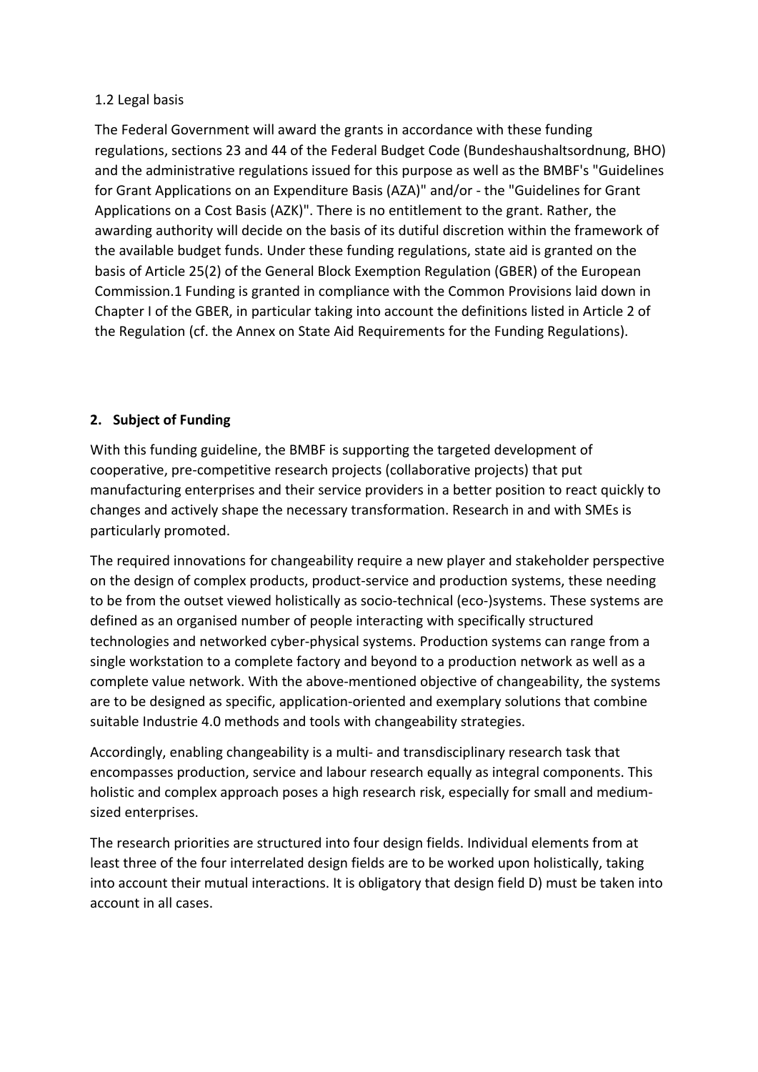### 1.2 Legal basis

The Federal Government will award the grants in accordance with these funding regulations, sections 23 and 44 of the Federal Budget Code (Bundeshaushaltsordnung, BHO) and the administrative regulations issued for this purpose as well as the BMBF's "Guidelines for Grant Applications on an Expenditure Basis (AZA)" and/or - the "Guidelines for Grant Applications on a Cost Basis (AZK)". There is no entitlement to the grant. Rather, the awarding authority will decide on the basis of its dutiful discretion within the framework of the available budget funds. Under these funding regulations, state aid is granted on the basis of Article 25(2) of the General Block Exemption Regulation (GBER) of the European Commission.[1] Funding is granted in compliance with the Common Provisions laid down in Chapter I of the GBER, in particular taking into account the definitions listed in Article 2 of the Regulation (cf. the Annex on State Aid Requirements for the Funding Regulations).

## 2. Subject of Funding

With this funding guideline, the BMBF is supporting the targeted development of cooperative, pre-competitive research projects (collaborative projects) that put manufacturing enterprises and their service providers in a better position to react quickly to changes and actively shape the necessary transformation. Research in and with SMEs is particularly promoted.

The required innovations for changeability require a new player and stakeholder perspective on the design of complex products, product-service and production systems, these needing to be from the outset viewed holistically as socio-technical (eco-)systems. These systems are defined as an organised number of people interacting with specifically structured technologies and networked cyber-physical systems. Production systems can range from a single workstation to a complete factory and beyond to a production network as well as a complete value network. With the above-mentioned objective of changeability, the systems are to be designed as specific, application-oriented and exemplary solutions that combine suitable Industrie 4.0 methods and tools with changeability strategies.

Accordingly, enabling changeability is a multi- and transdisciplinary research task that encompasses production, service and labour research equally as integral components. This holistic and complex approach poses a high research risk, especially for small and medium-sized enterprises.

The research priorities are structured into four design fields. Individual elements from at least three of the four interrelated design fields are to be worked upon holistically, taking into account their mutual interactions. It is obligatory that design field D) must be taken into account in all cases.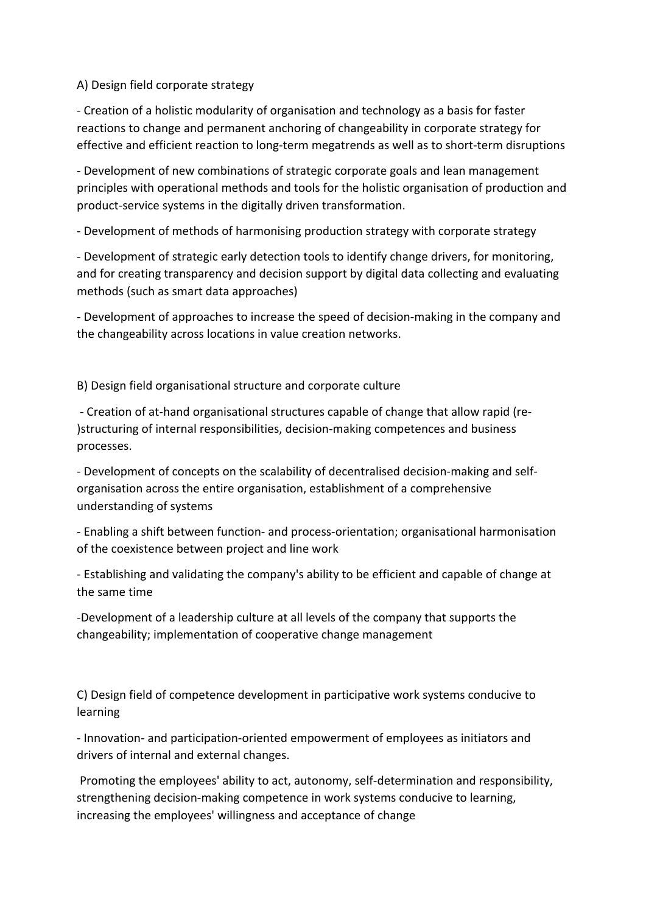A) Design field corporate strategy

- Creation of a holistic modularity of organisation and technology as a basis for faster reactions to change and permanent anchoring of changeability in corporate strategy for effective and efficient reaction to long-term megatrends as well as to short-term disruptions

- Development of new combinations of strategic corporate goals and lean management principles with operational methods and tools for the holistic organisation of production and product-service systems in the digitally driven transformation.

- Development of methods of harmonising production strategy with corporate strategy

- Development of strategic early detection tools to identify change drivers, for monitoring, and for creating transparency and decision support by digital data collecting and evaluating methods (such as smart data approaches)

- Development of approaches to increase the speed of decision-making in the company and the changeability across locations in value creation networks.

B) Design field organisational structure and corporate culture

- Creation of at-hand organisational structures capable of change that allow rapid (re-)structuring of internal responsibilities, decision-making competences and business processes.

- Development of concepts on the scalability of decentralised decision-making and self-organisation across the entire organisation, establishment of a comprehensive understanding of systems

- Enabling a shift between function- and process-orientation; organisational harmonisation of the coexistence between project and line work

- Establishing and validating the company's ability to be efficient and capable of change at the same time

-Development of a leadership culture at all levels of the company that supports the changeability; implementation of cooperative change management

C) Design field of competence development in participative work systems conducive to learning

- Innovation- and participation-oriented empowerment of employees as initiators and drivers of internal and external changes.

Promoting the employees' ability to act, autonomy, self-determination and responsibility, strengthening decision-making competence in work systems conducive to learning, increasing the employees' willingness and acceptance of change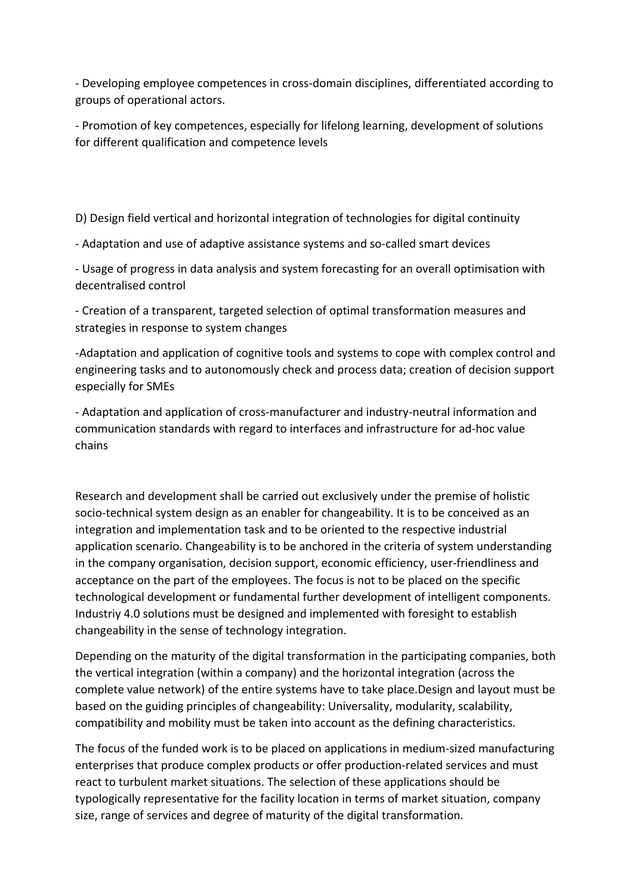- Developing employee competences in cross-domain disciplines, differentiated according to groups of operational actors.

- Promotion of key competences, especially for lifelong learning, development of solutions for different qualification and competence levels

D) Design field vertical and horizontal integration of technologies for digital continuity

- Adaptation and use of adaptive assistance systems and so-called smart devices

- Usage of progress in data analysis and system forecasting for an overall optimisation with decentralised control

- Creation of a transparent, targeted selection of optimal transformation measures and strategies in response to system changes

-Adaptation and application of cognitive tools and systems to cope with complex control and engineering tasks and to autonomously check and process data; creation of decision support especially for SMEs

- Adaptation and application of cross-manufacturer and industry-neutral information and communication standards with regard to interfaces and infrastructure for ad-hoc value chains

Research and development shall be carried out exclusively under the premise of holistic socio-technical system design as an enabler for changeability. It is to be conceived as an integration and implementation task and to be oriented to the respective industrial application scenario. Changeability is to be anchored in the criteria of system understanding in the company organisation, decision support, economic efficiency, user-friendliness and acceptance on the part of the employees. The focus is not to be placed on the specific technological development or fundamental further development of intelligent components. Industriy 4.0 solutions must be designed and implemented with foresight to establish changeability in the sense of technology integration.

Depending on the maturity of the digital transformation in the participating companies, both the vertical integration (within a company) and the horizontal integration (across the complete value network) of the entire systems have to take place.Design and layout must be based on the guiding principles of changeability: Universality, modularity, scalability, compatibility and mobility must be taken into account as the defining characteristics.

The focus of the funded work is to be placed on applications in medium-sized manufacturing enterprises that produce complex products or offer production-related services and must react to turbulent market situations. The selection of these applications should be typologically representative for the facility location in terms of market situation, company size, range of services and degree of maturity of the digital transformation.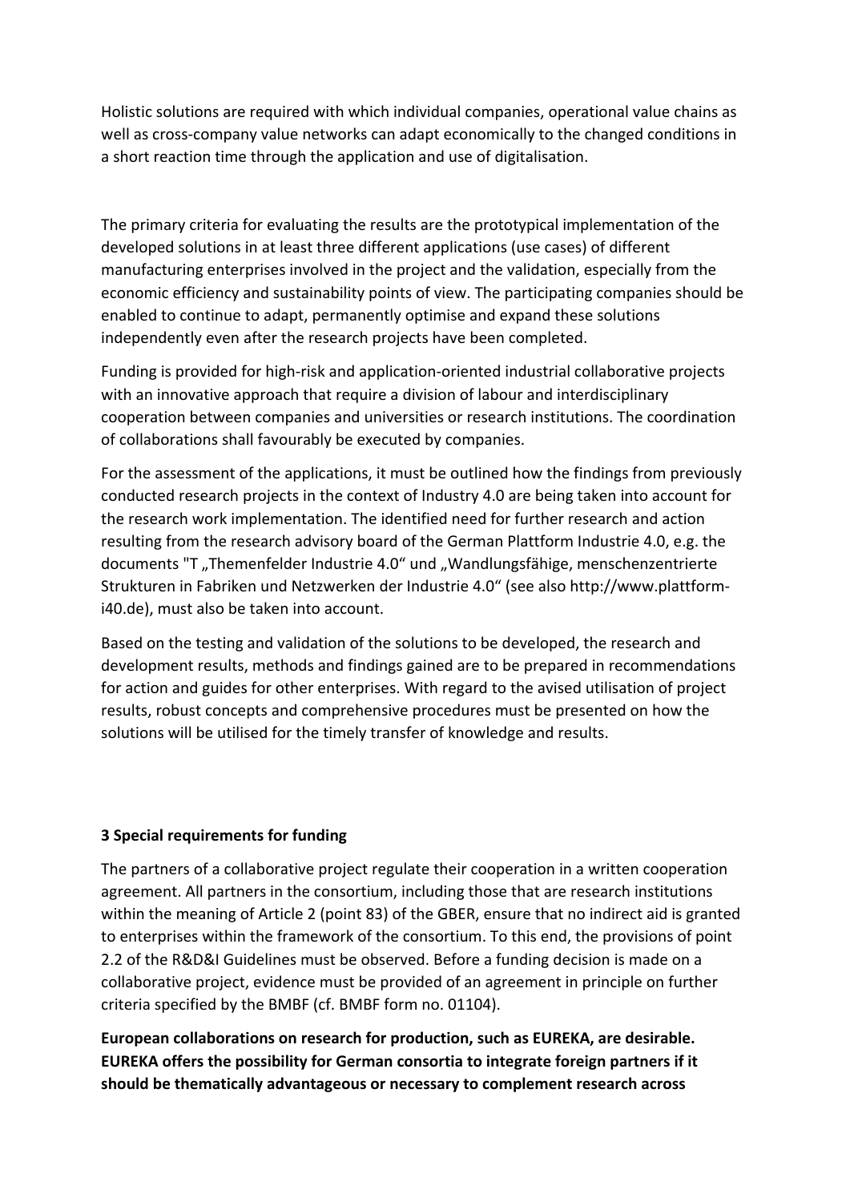Holistic solutions are required with which individual companies, operational value chains as well as cross-company value networks can adapt economically to the changed conditions in a short reaction time through the application and use of digitalisation.

The primary criteria for evaluating the results are the prototypical implementation of the developed solutions in at least three different applications (use cases) of different manufacturing enterprises involved in the project and the validation, especially from the economic efficiency and sustainability points of view. The participating companies should be enabled to continue to adapt, permanently optimise and expand these solutions independently even after the research projects have been completed.

Funding is provided for high-risk and application-oriented industrial collaborative projects with an innovative approach that require a division of labour and interdisciplinary cooperation between companies and universities or research institutions. The coordination of collaborations shall favourably be executed by companies.

For the assessment of the applications, it must be outlined how the findings from previously conducted research projects in the context of Industry 4.0 are being taken into account for the research work implementation. The identified need for further research and action resulting from the research advisory board of the German Plattform Industrie 4.0, e.g. the documents "T „Themenfelder Industrie 4.0" und „Wandlungsfähige, menschenzentrierte Strukturen in Fabriken und Netzwerken der Industrie 4.0" (see also http://www.plattform-i40.de), must also be taken into account.

Based on the testing and validation of the solutions to be developed, the research and development results, methods and findings gained are to be prepared in recommendations for action and guides for other enterprises. With regard to the avised utilisation of project results, robust concepts and comprehensive procedures must be presented on how the solutions will be utilised for the timely transfer of knowledge and results.

### 3 Special requirements for funding

The partners of a collaborative project regulate their cooperation in a written cooperation agreement. All partners in the consortium, including those that are research institutions within the meaning of Article 2 (point 83) of the GBER, ensure that no indirect aid is granted to enterprises within the framework of the consortium. To this end, the provisions of point 2.2 of the R&D&I Guidelines must be observed. Before a funding decision is made on a collaborative project, evidence must be provided of an agreement in principle on further criteria specified by the BMBF (cf. BMBF form no. 01104).

**European collaborations on research for production, such as EUREKA, are desirable. EUREKA offers the possibility for German consortia to integrate foreign partners if it should be thematically advantageous or necessary to complement research across**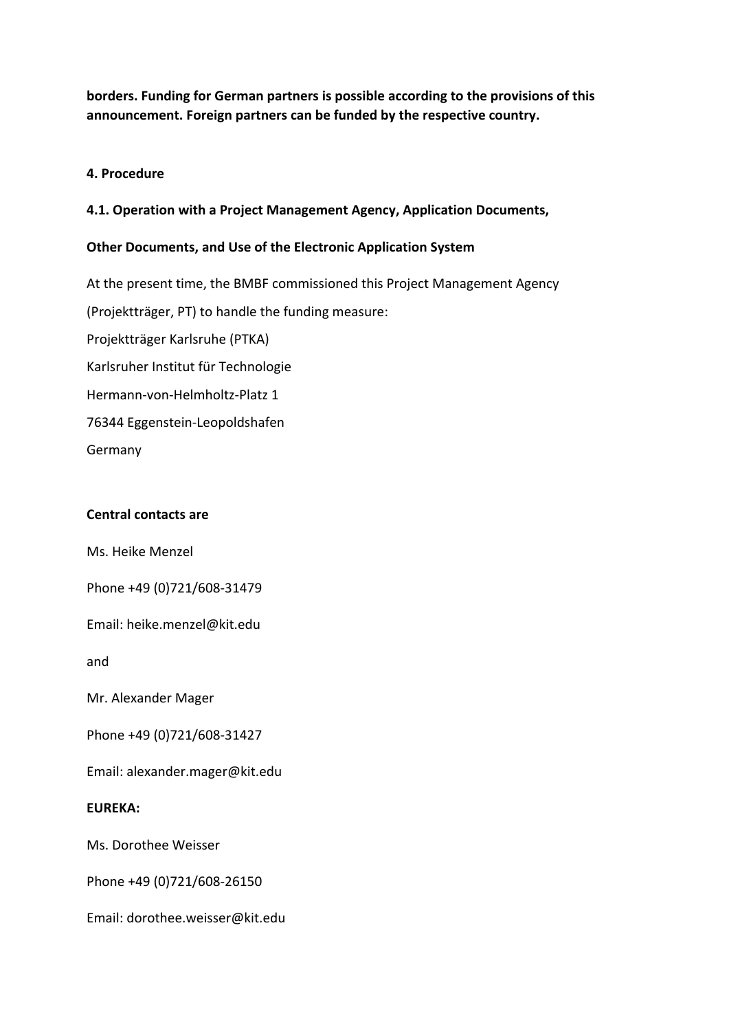**borders. Funding for German partners is possible according to the provisions of this announcement. Foreign partners can be funded by the respective country.**

## 4. Procedure

### 4.1. Operation with a Project Management Agency, Application Documents, Other Documents, and Use of the Electronic Application System

At the present time, the BMBF commissioned this Project Management Agency (Projektträger, PT) to handle the funding measure:

Projektträger Karlsruhe (PTKA)
Karlsruher Institut für Technologie
Hermann-von-Helmholtz-Platz 1
76344 Eggenstein-Leopoldshafen
Germany

**Central contacts are**

Ms. Heike Menzel

Phone +49 (0)721/608-31479

Email: heike.menzel@kit.edu

and

Mr. Alexander Mager

Phone +49 (0)721/608-31427

Email: alexander.mager@kit.edu

**EUREKA:**

Ms. Dorothee Weisser

Phone +49 (0)721/608-26150

Email: dorothee.weisser@kit.edu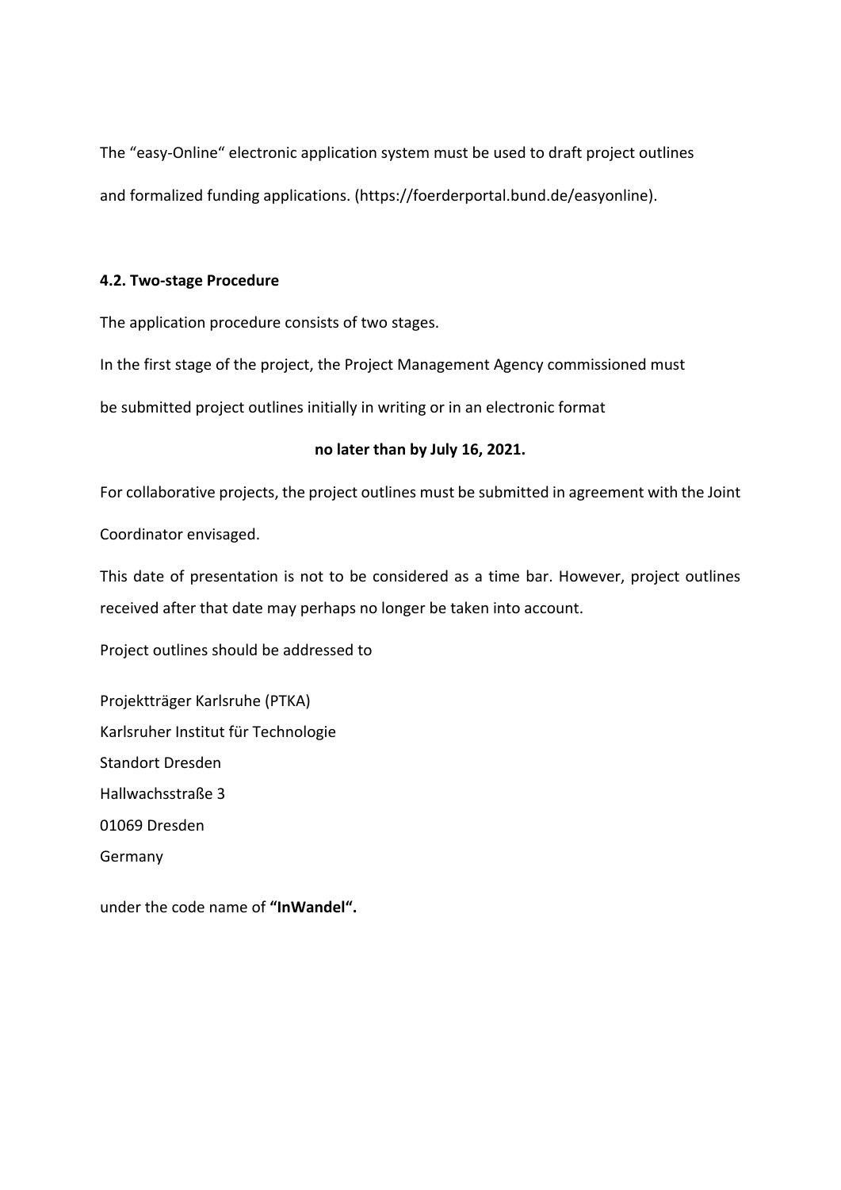The "easy-Online" electronic application system must be used to draft project outlines and formalized funding applications. (https://foerderportal.bund.de/easyonline).

**4.2. Two-stage Procedure**

The application procedure consists of two stages.

In the first stage of the project, the Project Management Agency commissioned must be submitted project outlines initially in writing or in an electronic format

**no later than by July 16, 2021.**

For collaborative projects, the project outlines must be submitted in agreement with the Joint Coordinator envisaged.

This date of presentation is not to be considered as a time bar. However, project outlines received after that date may perhaps no longer be taken into account.

Project outlines should be addressed to

Projektträger Karlsruhe (PTKA)
Karlsruher Institut für Technologie
Standort Dresden
Hallwachsstraße 3
01069 Dresden
Germany

under the code name of **"InWandel".**